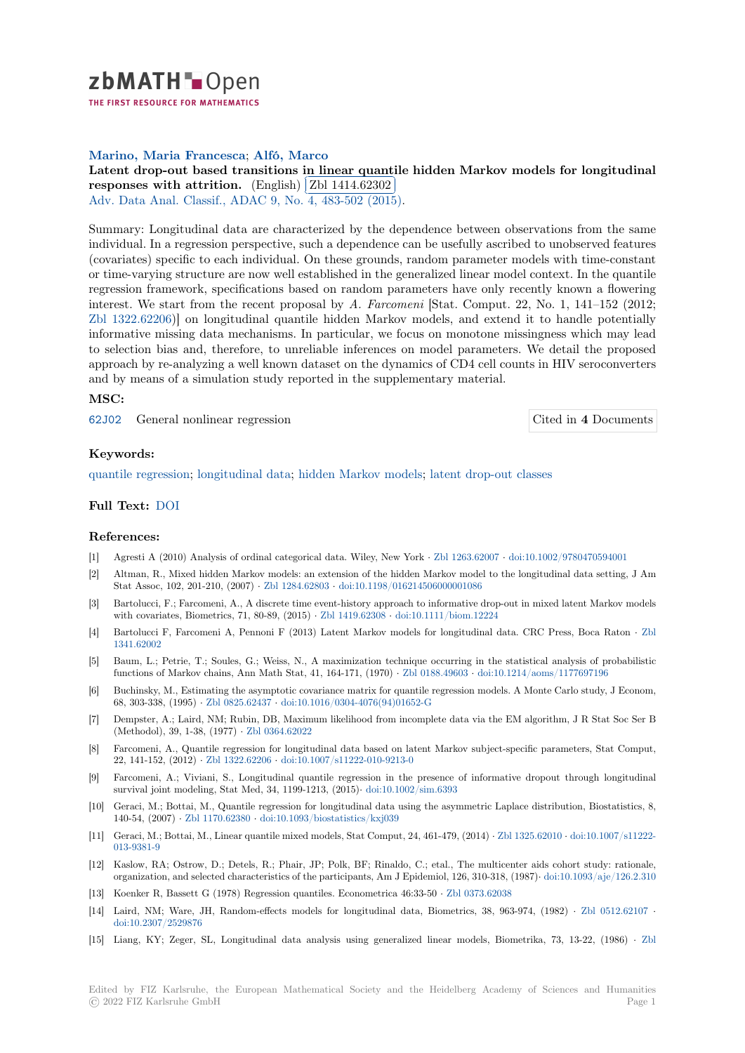zbMATH Open — THE FIRST RESOURCE FOR MATHEMATICS

**Marino, Maria Francesca; Alfó, Marco**

**Latent drop-out based transitions in linear quantile hidden Markov models for longitudinal responses with attrition.** (English) Zbl 1414.62302

Adv. Data Anal. Classif., ADAC 9, No. 4, 483-502 (2015).

Summary: Longitudinal data are characterized by the dependence between observations from the same individual. In a regression perspective, such a dependence can be usefully ascribed to unobserved features (covariates) specific to each individual. On these grounds, random parameter models with time-constant or time-varying structure are now well established in the generalized linear model context. In the quantile regression framework, specifications based on random parameters have only recently known a flowering interest. We start from the recent proposal by *A. Farcomeni* [Stat. Comput. 22, No. 1, 141–152 (2012; Zbl 1322.62206)] on longitudinal quantile hidden Markov models, and extend it to handle potentially informative missing data mechanisms. In particular, we focus on monotone missingness which may lead to selection bias and, therefore, to unreliable inferences on model parameters. We detail the proposed approach by re-analyzing a well known dataset on the dynamics of CD4 cell counts in HIV seroconverters and by means of a simulation study reported in the supplementary material.

### MSC:

62J02 General nonlinear regression

Cited in **4** Documents

### Keywords:

quantile regression; longitudinal data; hidden Markov models; latent drop-out classes

### Full Text: DOI

### References:

[1] Agresti A (2010) Analysis of ordinal categorical data. Wiley, New York · Zbl 1263.62007 · doi:10.1002/9780470594001

[2] Altman, R., Mixed hidden Markov models: an extension of the hidden Markov model to the longitudinal data setting, J Am Stat Assoc, 102, 201-210, (2007) · Zbl 1284.62803 · doi:10.1198/016214506000001086

[3] Bartolucci, F.; Farcomeni, A., A discrete time event-history approach to informative drop-out in mixed latent Markov models with covariates, Biometrics, 71, 80-89, (2015) · Zbl 1419.62308 · doi:10.1111/biom.12224

[4] Bartolucci F, Farcomeni A, Pennoni F (2013) Latent Markov models for longitudinal data. CRC Press, Boca Raton · Zbl 1341.62002

[5] Baum, L.; Petrie, T.; Soules, G.; Weiss, N., A maximization technique occurring in the statistical analysis of probabilistic functions of Markov chains, Ann Math Stat, 41, 164-171, (1970) · Zbl 0188.49603 · doi:10.1214/aoms/1177697196

[6] Buchinsky, M., Estimating the asymptotic covariance matrix for quantile regression models. A Monte Carlo study, J Econom, 68, 303-338, (1995) · Zbl 0825.62437 · doi:10.1016/0304-4076(94)01652-G

[7] Dempster, A.; Laird, NM; Rubin, DB, Maximum likelihood from incomplete data via the EM algorithm, J R Stat Soc Ser B (Methodol), 39, 1-38, (1977) · Zbl 0364.62022

[8] Farcomeni, A., Quantile regression for longitudinal data based on latent Markov subject-specific parameters, Stat Comput, 22, 141-152, (2012) · Zbl 1322.62206 · doi:10.1007/s11222-010-9213-0

[9] Farcomeni, A.; Viviani, S., Longitudinal quantile regression in the presence of informative dropout through longitudinal survival joint modeling, Stat Med, 34, 1199-1213, (2015)· doi:10.1002/sim.6393

[10] Geraci, M.; Bottai, M., Quantile regression for longitudinal data using the asymmetric Laplace distribution, Biostatistics, 8, 140-54, (2007) · Zbl 1170.62380 · doi:10.1093/biostatistics/kxj039

[11] Geraci, M.; Bottai, M., Linear quantile mixed models, Stat Comput, 24, 461-479, (2014) · Zbl 1325.62010 · doi:10.1007/s11222-013-9381-9

[12] Kaslow, RA; Ostrow, D.; Detels, R.; Phair, JP; Polk, BF; Rinaldo, C.; etal., The multicenter aids cohort study: rationale, organization, and selected characteristics of the participants, Am J Epidemiol, 126, 310-318, (1987)· doi:10.1093/aje/126.2.310

[13] Koenker R, Bassett G (1978) Regression quantiles. Econometrica 46:33-50 · Zbl 0373.62038

[14] Laird, NM; Ware, JH, Random-effects models for longitudinal data, Biometrics, 38, 963-974, (1982) · Zbl 0512.62107 · doi:10.2307/2529876

[15] Liang, KY; Zeger, SL, Longitudinal data analysis using generalized linear models, Biometrika, 73, 13-22, (1986) · Zbl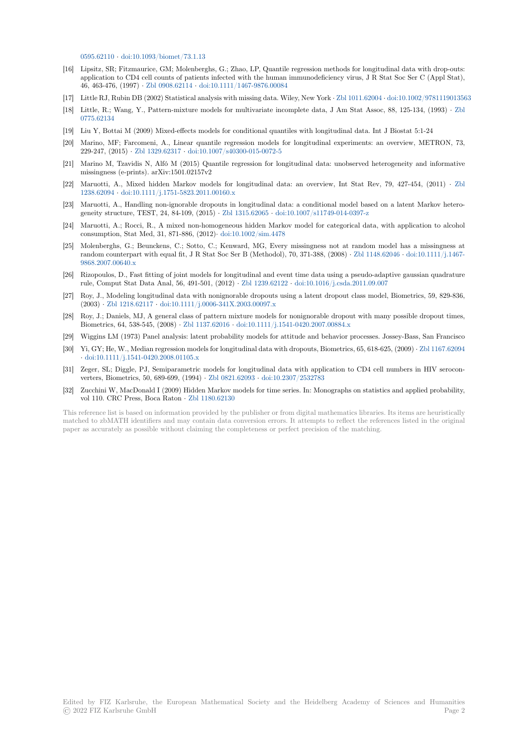0595.62110 · doi:10.1093/biomet/73.1.13

[16] Lipsitz, SR; Fitzmaurice, GM; Molenberghs, G.; Zhao, LP, Quantile regression methods for longitudinal data with drop-outs: application to CD4 cell counts of patients infected with the human immunodeficiency virus, J R Stat Soc Ser C (Appl Stat), 46, 463-476, (1997) · Zbl 0908.62114 · doi:10.1111/1467-9876.00084

[17] Little RJ, Rubin DB (2002) Statistical analysis with missing data. Wiley, New York · Zbl 1011.62004 · doi:10.1002/9781119013563

[18] Little, R.; Wang, Y., Pattern-mixture models for multivariate incomplete data, J Am Stat Assoc, 88, 125-134, (1993) · Zbl 0775.62134

[19] Liu Y, Bottai M (2009) Mixed-effects models for conditional quantiles with longitudinal data. Int J Biostat 5:1-24

[20] Marino, MF; Farcomeni, A., Linear quantile regression models for longitudinal experiments: an overview, METRON, 73, 229-247, (2015) · Zbl 1329.62317 · doi:10.1007/s40300-015-0072-5

[21] Marino M, Tzavidis N, Alfó M (2015) Quantile regression for longitudinal data: unobserved heterogeneity and informative missingness (e-prints). arXiv:1501.02157v2

[22] Maruotti, A., Mixed hidden Markov models for longitudinal data: an overview, Int Stat Rev, 79, 427-454, (2011) · Zbl 1238.62094 · doi:10.1111/j.1751-5823.2011.00160.x

[23] Maruotti, A., Handling non-ignorable dropouts in longitudinal data: a conditional model based on a latent Markov heterogeneity structure, TEST, 24, 84-109, (2015) · Zbl 1315.62065 · doi:10.1007/s11749-014-0397-z

[24] Maruotti, A.; Rocci, R., A mixed non-homogeneous hidden Markov model for categorical data, with application to alcohol consumption, Stat Med, 31, 871-886, (2012)· doi:10.1002/sim.4478

[25] Molenberghs, G.; Beunckens, C.; Sotto, C.; Kenward, MG, Every missingness not at random model has a missingness at random counterpart with equal fit, J R Stat Soc Ser B (Methodol), 70, 371-388, (2008) · Zbl 1148.62046 · doi:10.1111/j.1467-9868.2007.00640.x

[26] Rizopoulos, D., Fast fitting of joint models for longitudinal and event time data using a pseudo-adaptive gaussian quadrature rule, Comput Stat Data Anal, 56, 491-501, (2012) · Zbl 1239.62122 · doi:10.1016/j.csda.2011.09.007

[27] Roy, J., Modeling longitudinal data with nonignorable dropouts using a latent dropout class model, Biometrics, 59, 829-836, (2003) · Zbl 1218.62117 · doi:10.1111/j.0006-341X.2003.00097.x

[28] Roy, J.; Daniels, MJ, A general class of pattern mixture models for nonignorable dropout with many possible dropout times, Biometrics, 64, 538-545, (2008) · Zbl 1137.62016 · doi:10.1111/j.1541-0420.2007.00884.x

[29] Wiggins LM (1973) Panel analysis: latent probability models for attitude and behavior processes. Jossey-Bass, San Francisco

[30] Yi, GY; He, W., Median regression models for longitudinal data with dropouts, Biometrics, 65, 618-625, (2009) · Zbl 1167.62094 · doi:10.1111/j.1541-0420.2008.01105.x

[31] Zeger, SL; Diggle, PJ, Semiparametric models for longitudinal data with application to CD4 cell numbers in HIV seroconverters, Biometrics, 50, 689-699, (1994) · Zbl 0821.62093 · doi:10.2307/2532783

[32] Zucchini W, MacDonald I (2009) Hidden Markov models for time series. In: Monographs on statistics and applied probability, vol 110. CRC Press, Boca Raton · Zbl 1180.62130

This reference list is based on information provided by the publisher or from digital mathematics libraries. Its items are heuristically matched to zbMATH identifiers and may contain data conversion errors. It attempts to reflect the references listed in the original paper as accurately as possible without claiming the completeness or perfect precision of the matching.